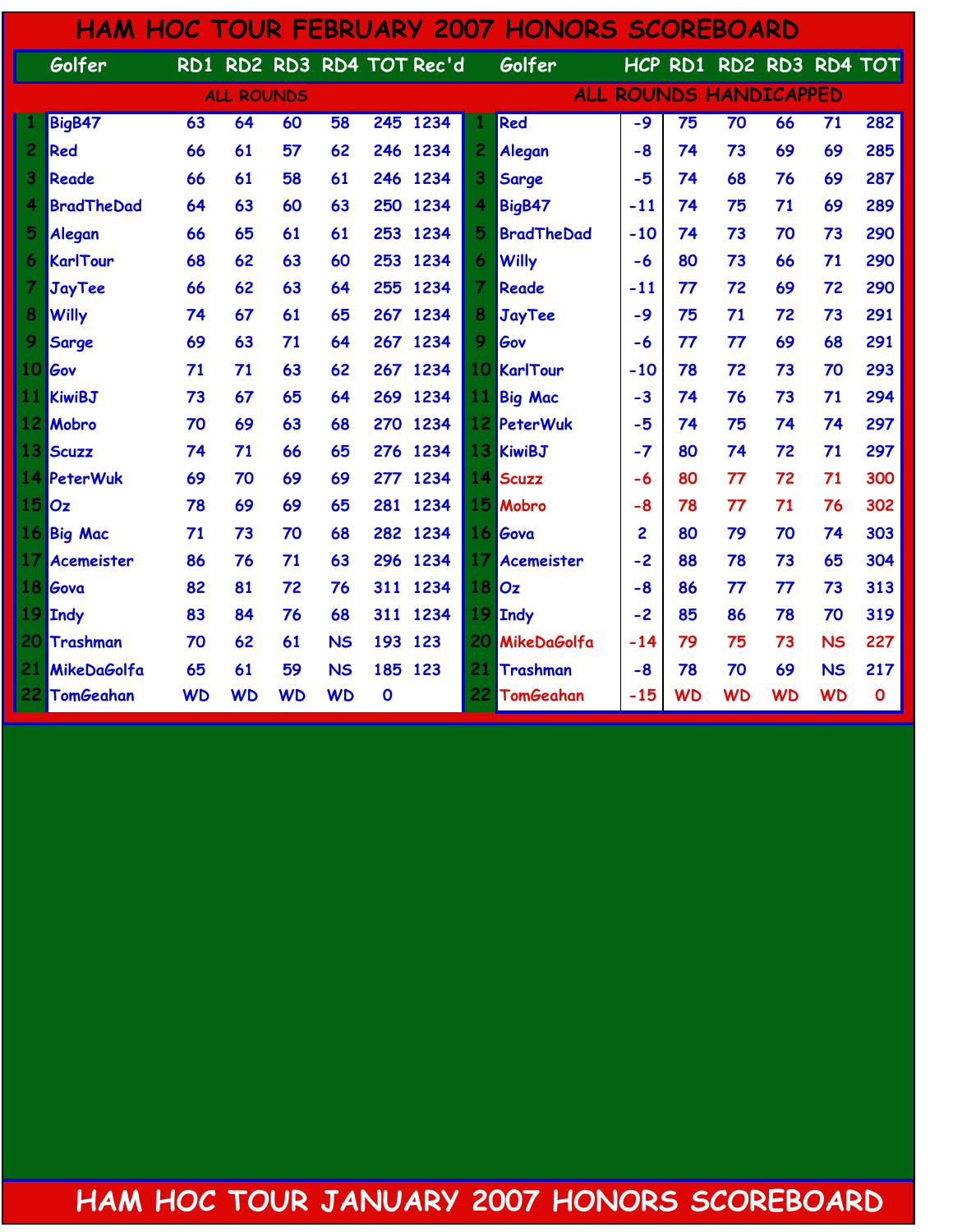# HAM HOC TOUR FEBRUARY 2007 HONORS SCOREBOARD

**ALL ROUNDS**

| | Golfer | RD1 | RD2 | RD3 | RD4 | TOT | Rec'd |
|---|---|---|---|---|---|---|---|
| 1 | BigB47 | 63 | 64 | 60 | 58 | 245 | 1234 |
| 2 | Red | 66 | 61 | 57 | 62 | 246 | 1234 |
| 3 | Reade | 66 | 61 | 58 | 61 | 246 | 1234 |
| 4 | BradTheDad | 64 | 63 | 60 | 63 | 250 | 1234 |
| 5 | Alegan | 66 | 65 | 61 | 61 | 253 | 1234 |
| 6 | KarlTour | 68 | 62 | 63 | 60 | 253 | 1234 |
| 7 | JayTee | 66 | 62 | 63 | 64 | 255 | 1234 |
| 8 | Willy | 74 | 67 | 61 | 65 | 267 | 1234 |
| 9 | Sarge | 69 | 63 | 71 | 64 | 267 | 1234 |
| 10 | Gov | 71 | 71 | 63 | 62 | 267 | 1234 |
| 11 | KiwiBJ | 73 | 67 | 65 | 64 | 269 | 1234 |
| 12 | Mobro | 70 | 69 | 63 | 68 | 270 | 1234 |
| 13 | Scuzz | 74 | 71 | 66 | 65 | 276 | 1234 |
| 14 | PeterWuk | 69 | 70 | 69 | 69 | 277 | 1234 |
| 15 | Oz | 78 | 69 | 69 | 65 | 281 | 1234 |
| 16 | Big Mac | 71 | 73 | 70 | 68 | 282 | 1234 |
| 17 | Acemeister | 86 | 76 | 71 | 63 | 296 | 1234 |
| 18 | Gova | 82 | 81 | 72 | 76 | 311 | 1234 |
| 19 | Indy | 83 | 84 | 76 | 68 | 311 | 1234 |
| 20 | Trashman | 70 | 62 | 61 | NS | 193 | 123 |
| 21 | MikeDaGolfa | 65 | 61 | 59 | NS | 185 | 123 |
| 22 | TomGeahan | WD | WD | WD | WD | 0 | |

**ALL ROUNDS HANDICAPPED**

| | Golfer | HCP | RD1 | RD2 | RD3 | RD4 | TOT |
|---|---|---|---|---|---|---|---|
| 1 | Red | -9 | 75 | 70 | 66 | 71 | 282 |
| 2 | Alegan | -8 | 74 | 73 | 69 | 69 | 285 |
| 3 | Sarge | -5 | 74 | 68 | 76 | 69 | 287 |
| 4 | BigB47 | -11 | 74 | 75 | 71 | 69 | 289 |
| 5 | BradTheDad | -10 | 74 | 73 | 70 | 73 | 290 |
| 6 | Willy | -6 | 80 | 73 | 66 | 71 | 290 |
| 7 | Reade | -11 | 77 | 72 | 69 | 72 | 290 |
| 8 | JayTee | -9 | 75 | 71 | 72 | 73 | 291 |
| 9 | Gov | -6 | 77 | 77 | 69 | 68 | 291 |
| 10 | KarlTour | -10 | 78 | 72 | 73 | 70 | 293 |
| 11 | Big Mac | -3 | 74 | 76 | 73 | 71 | 294 |
| 12 | PeterWuk | -5 | 74 | 75 | 74 | 74 | 297 |
| 13 | KiwiBJ | -7 | 80 | 74 | 72 | 71 | 297 |
| 14 | Scuzz | -6 | 80 | 77 | 72 | 71 | 300 |
| 15 | Mobro | -8 | 78 | 77 | 71 | 76 | 302 |
| 16 | Gova | 2 | 80 | 79 | 70 | 74 | 303 |
| 17 | Acemeister | -2 | 88 | 78 | 73 | 65 | 304 |
| 18 | Oz | -8 | 86 | 77 | 77 | 73 | 313 |
| 19 | Indy | -2 | 85 | 86 | 78 | 70 | 319 |
| 20 | MikeDaGolfa | -14 | 79 | 75 | 73 | NS | 227 |
| 21 | Trashman | -8 | 78 | 70 | 69 | NS | 217 |
| 22 | TomGeahan | -15 | WD | WD | WD | WD | 0 |

# HAM HOC TOUR JANUARY 2007 HONORS SCOREBOARD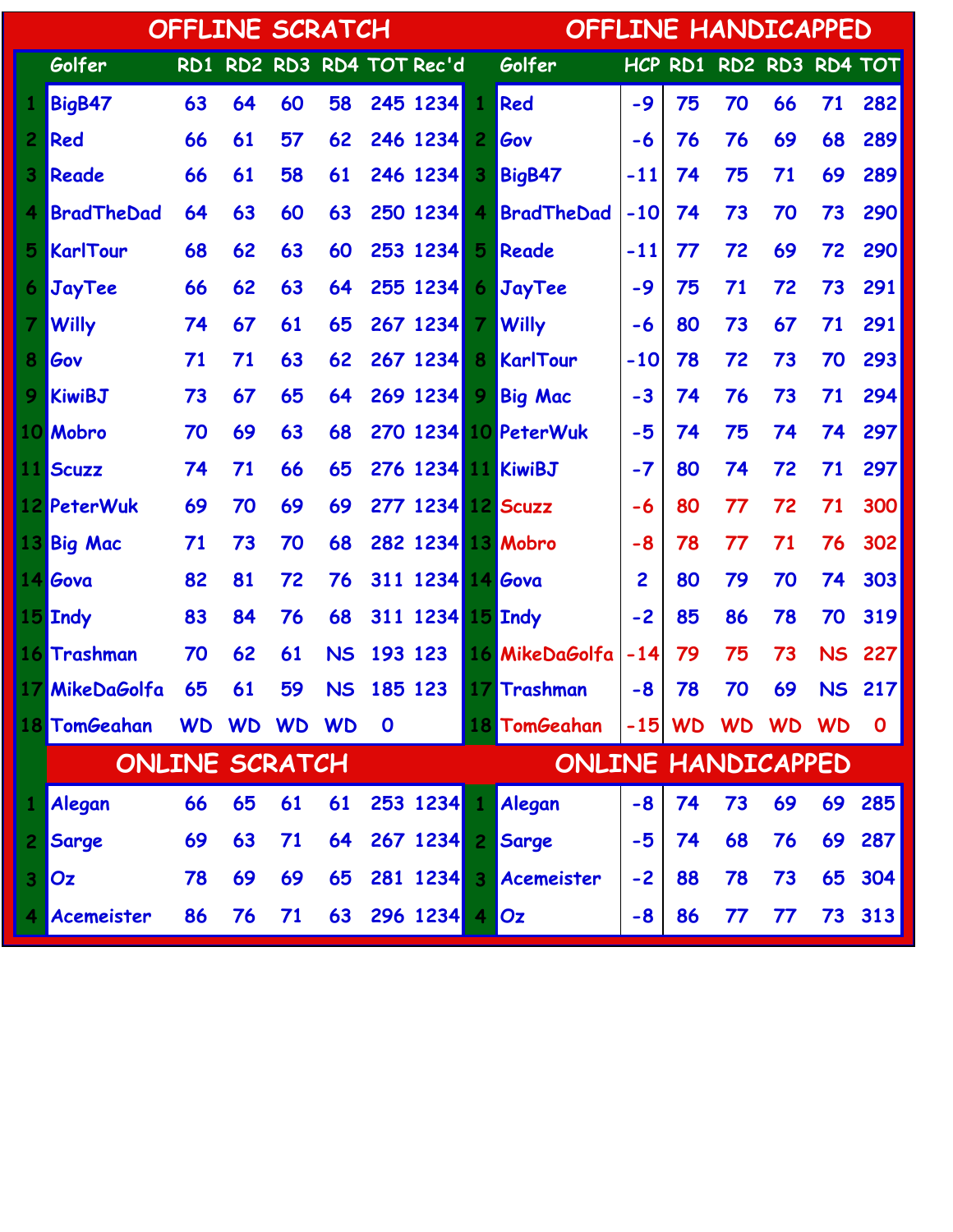## OFFLINE SCRATCH

| | Golfer | RD1 | RD2 | RD3 | RD4 | TOT | Rec'd |
|---|---|---|---|---|---|---|---|
| 1 | BigB47 | 63 | 64 | 60 | 58 | 245 | 1234 |
| 2 | Red | 66 | 61 | 57 | 62 | 246 | 1234 |
| 3 | Reade | 66 | 61 | 58 | 61 | 246 | 1234 |
| 4 | BradTheDad | 64 | 63 | 60 | 63 | 250 | 1234 |
| 5 | KarlTour | 68 | 62 | 63 | 60 | 253 | 1234 |
| 6 | JayTee | 66 | 62 | 63 | 64 | 255 | 1234 |
| 7 | Willy | 74 | 67 | 61 | 65 | 267 | 1234 |
| 8 | Gov | 71 | 71 | 63 | 62 | 267 | 1234 |
| 9 | KiwiBJ | 73 | 67 | 65 | 64 | 269 | 1234 |
| 10 | Mobro | 70 | 69 | 63 | 68 | 270 | 1234 |
| 11 | Scuzz | 74 | 71 | 66 | 65 | 276 | 1234 |
| 12 | PeterWuk | 69 | 70 | 69 | 69 | 277 | 1234 |
| 13 | Big Mac | 71 | 73 | 70 | 68 | 282 | 1234 |
| 14 | Gova | 82 | 81 | 72 | 76 | 311 | 1234 |
| 15 | Indy | 83 | 84 | 76 | 68 | 311 | 1234 |
| 16 | Trashman | 70 | 62 | 61 | NS | 193 | 123 |
| 17 | MikeDaGolfa | 65 | 61 | 59 | NS | 185 | 123 |
| 18 | TomGeahan | WD | WD | WD | WD | 0 | |

## OFFLINE HANDICAPPED

| | Golfer | HCP | RD1 | RD2 | RD3 | RD4 | TOT |
|---|---|---|---|---|---|---|---|
| 1 | Red | -9 | 75 | 70 | 66 | 71 | 282 |
| 2 | Gov | -6 | 76 | 76 | 69 | 68 | 289 |
| 3 | BigB47 | -11 | 74 | 75 | 71 | 69 | 289 |
| 4 | BradTheDad | -10 | 74 | 73 | 70 | 73 | 290 |
| 5 | Reade | -11 | 77 | 72 | 69 | 72 | 290 |
| 6 | JayTee | -9 | 75 | 71 | 72 | 73 | 291 |
| 7 | Willy | -6 | 80 | 73 | 67 | 71 | 291 |
| 8 | KarlTour | -10 | 78 | 72 | 73 | 70 | 293 |
| 9 | Big Mac | -3 | 74 | 76 | 73 | 71 | 294 |
| 10 | PeterWuk | -5 | 74 | 75 | 74 | 74 | 297 |
| 11 | KiwiBJ | -7 | 80 | 74 | 72 | 71 | 297 |
| 12 | Scuzz | -6 | 80 | 77 | 72 | 71 | 300 |
| 13 | Mobro | -8 | 78 | 77 | 71 | 76 | 302 |
| 14 | Gova | 2 | 80 | 79 | 70 | 74 | 303 |
| 15 | Indy | -2 | 85 | 86 | 78 | 70 | 319 |
| 16 | MikeDaGolfa | -14 | 79 | 75 | 73 | NS | 227 |
| 17 | Trashman | -8 | 78 | 70 | 69 | NS | 217 |
| 18 | TomGeahan | -15 | WD | WD | WD | WD | 0 |

## ONLINE SCRATCH

| | Golfer | RD1 | RD2 | RD3 | RD4 | TOT | Rec'd |
|---|---|---|---|---|---|---|---|
| 1 | Alegan | 66 | 65 | 61 | 61 | 253 | 1234 |
| 2 | Sarge | 69 | 63 | 71 | 64 | 267 | 1234 |
| 3 | Oz | 78 | 69 | 69 | 65 | 281 | 1234 |
| 4 | Acemeister | 86 | 76 | 71 | 63 | 296 | 1234 |

## ONLINE HANDICAPPED

| | Golfer | HCP | RD1 | RD2 | RD3 | RD4 | TOT |
|---|---|---|---|---|---|---|---|
| 1 | Alegan | -8 | 74 | 73 | 69 | 69 | 285 |
| 2 | Sarge | -5 | 74 | 68 | 76 | 69 | 287 |
| 3 | Acemeister | -2 | 88 | 78 | 73 | 65 | 304 |
| 4 | Oz | -8 | 86 | 77 | 77 | 73 | 313 |